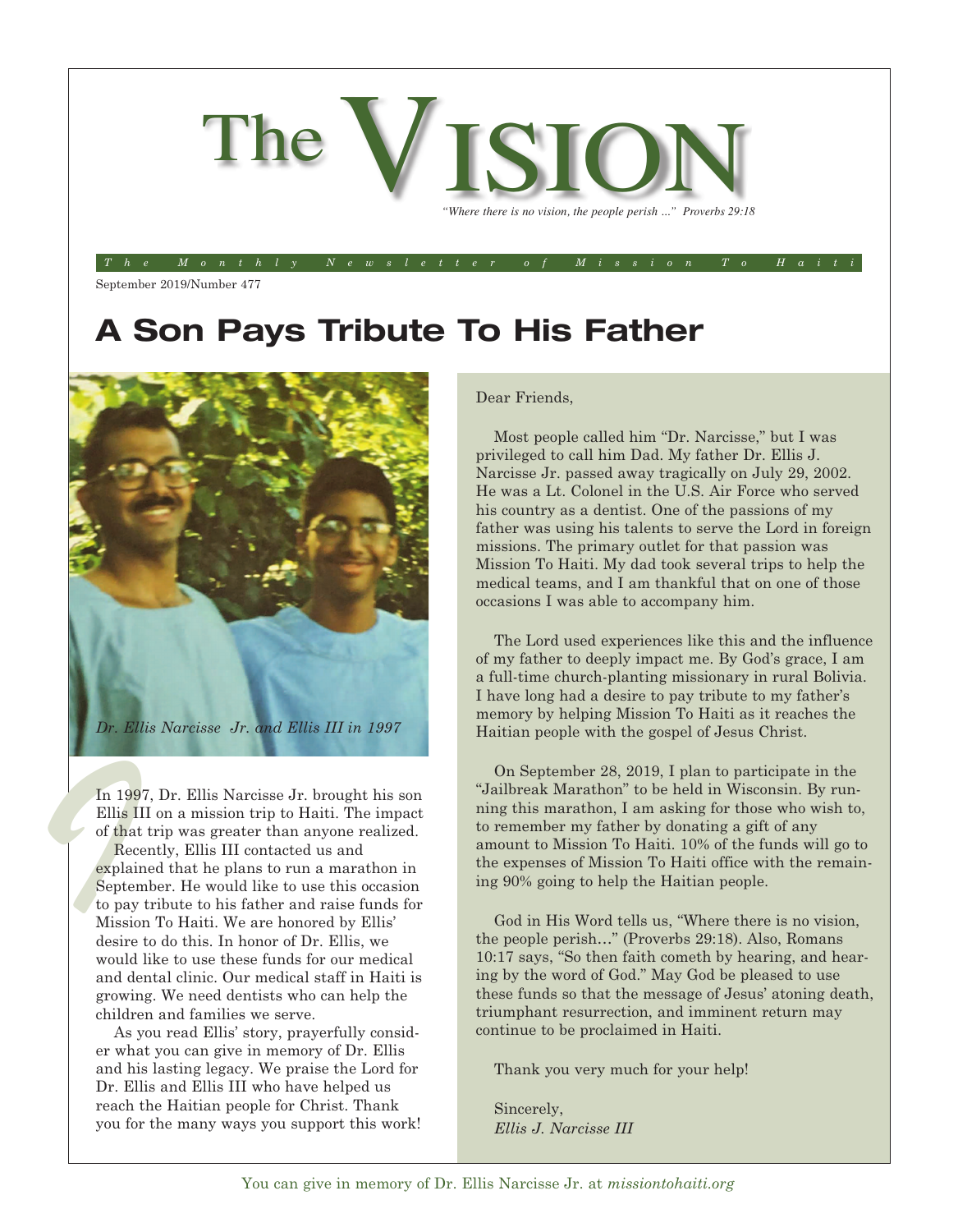# The VISION

*"Where there is no vision, the people perish ..." Proverbs 29:18*

*The Monthly Newsletter of Mission To Haiti*

September 2019/Number 477

## A Son Pays Tribute To His Father

*Dr. Ellis Narcisse Jr. and Ellis III in 1997*

In 1997, Dr. Ellis Narcisse Jr. brought his son Ellis III on a mission trip to Haiti. The impact of that trip was greater than anyone realized.

Recently, Ellis III contacted us and explained that he plans to run a marathon in September. He would like to use this occasion to pay tribute to his father and raise funds for Mission To Haiti. We are honored by Ellis' desire to do this. In honor of Dr. Ellis, we would like to use these funds for our medical and dental clinic. Our medical staff in Haiti is growing. We need dentists who can help the children and families we serve.

As you read Ellis' story, prayerfully consider what you can give in memory of Dr. Ellis and his lasting legacy. We praise the Lord for Dr. Ellis and Ellis III who have helped us reach the Haitian people for Christ. Thank you for the many ways you support this work!

Dear Friends,

Most people called him "Dr. Narcisse," but I was privileged to call him Dad. My father Dr. Ellis J. Narcisse Jr. passed away tragically on July 29, 2002. He was a Lt. Colonel in the U.S. Air Force who served his country as a dentist. One of the passions of my father was using his talents to serve the Lord in foreign missions. The primary outlet for that passion was Mission To Haiti. My dad took several trips to help the medical teams, and I am thankful that on one of those occasions I was able to accompany him.

The Lord used experiences like this and the influence of my father to deeply impact me. By God's grace, I am a full-time church-planting missionary in rural Bolivia. I have long had a desire to pay tribute to my father's memory by helping Mission To Haiti as it reaches the Haitian people with the gospel of Jesus Christ.

On September 28, 2019, I plan to participate in the "Jailbreak Marathon" to be held in Wisconsin. By running this marathon, I am asking for those who wish to, to remember my father by donating a gift of any amount to Mission To Haiti. 10% of the funds will go to the expenses of Mission To Haiti office with the remaining 90% going to help the Haitian people.

God in His Word tells us, "Where there is no vision, the people perish…" (Proverbs 29:18). Also, Romans 10:17 says, "So then faith cometh by hearing, and hearing by the word of God." May God be pleased to use these funds so that the message of Jesus' atoning death, triumphant resurrection, and imminent return may continue to be proclaimed in Haiti.

Thank you very much for your help!

Sincerely,
*Ellis J. Narcisse III*

You can give in memory of Dr. Ellis Narcisse Jr. at *missiontohaiti.org*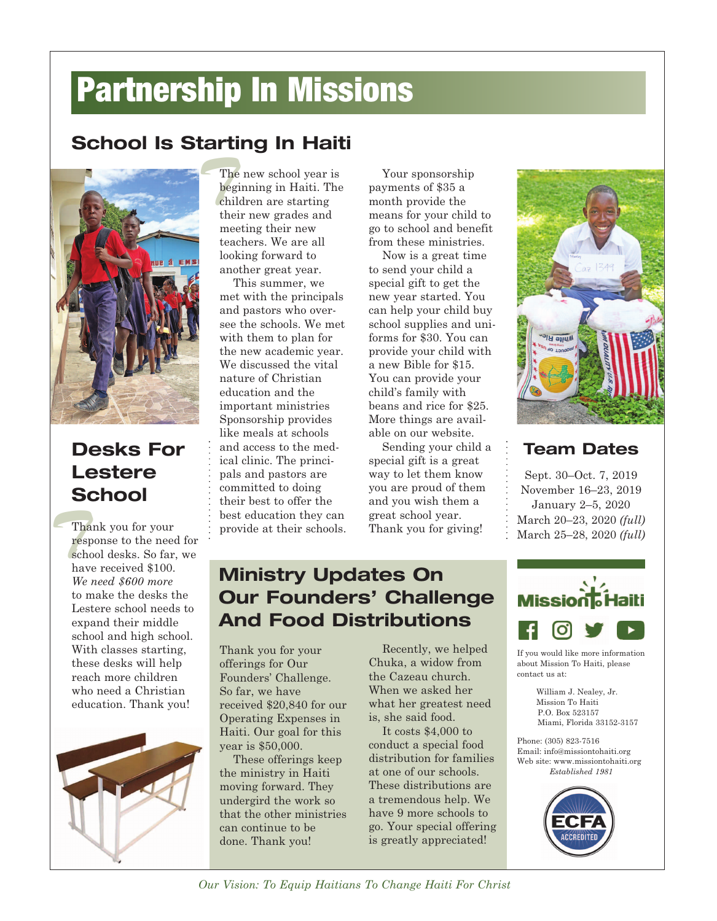# Partnership In Missions

## School Is Starting In Haiti

The new school year is beginning in Haiti. The children are starting their new grades and meeting their new teachers. We are all looking forward to another great year.

This summer, we met with the principals and pastors who oversee the schools. We met with them to plan for the new academic year. We discussed the vital nature of Christian education and the important ministries Sponsorship provides like meals at schools and access to the medical clinic. The principals and pastors are committed to doing their best to offer the best education they can provide at their schools.

Your sponsorship payments of $35 a month provide the means for your child to go to school and benefit from these ministries.

Now is a great time to send your child a special gift to get the new year started. You can help your child buy school supplies and uniforms for $30. You can provide your child with a new Bible for $15. You can provide your child's family with beans and rice for $25. More things are available on our website.

Sending your child a special gift is a great way to let them know you are proud of them and you wish them a great school year. Thank you for giving!

## Desks For Lestere School

Thank you for your response to the need for school desks. So far, we have received $100. *We need $600 more* to make the desks the Lestere school needs to expand their middle school and high school. With classes starting, these desks will help reach more children who need a Christian education. Thank you!

## Ministry Updates On Our Founders' Challenge And Food Distributions

Thank you for your offerings for Our Founders' Challenge. So far, we have received $20,840 for our Operating Expenses in Haiti. Our goal for this year is $50,000.

These offerings keep the ministry in Haiti moving forward. They undergird the work so that the other ministries can continue to be done. Thank you!

Recently, we helped Chuka, a widow from the Cazeau church. When we asked her what her greatest need is, she said food.

It costs $4,000 to conduct a special food distribution for families at one of our schools. These distributions are a tremendous help. We have 9 more schools to go. Your special offering is greatly appreciated!

## Team Dates

Sept. 30–Oct. 7, 2019
November 16–23, 2019
January 2–5, 2020
March 20–23, 2020 *(full)*
March 25–28, 2020 *(full)*

Mission To Haiti

If you would like more information about Mission To Haiti, please contact us at:

William J. Nealey, Jr.
Mission To Haiti
P.O. Box 523157
Miami, Florida 33152-3157

Phone: (305) 823-7516
Email: info@missiontohaiti.org
Web site: www.missiontohaiti.org
*Established 1981*

ECFA ACCREDITED

*Our Vision: To Equip Haitians To Change Haiti For Christ*